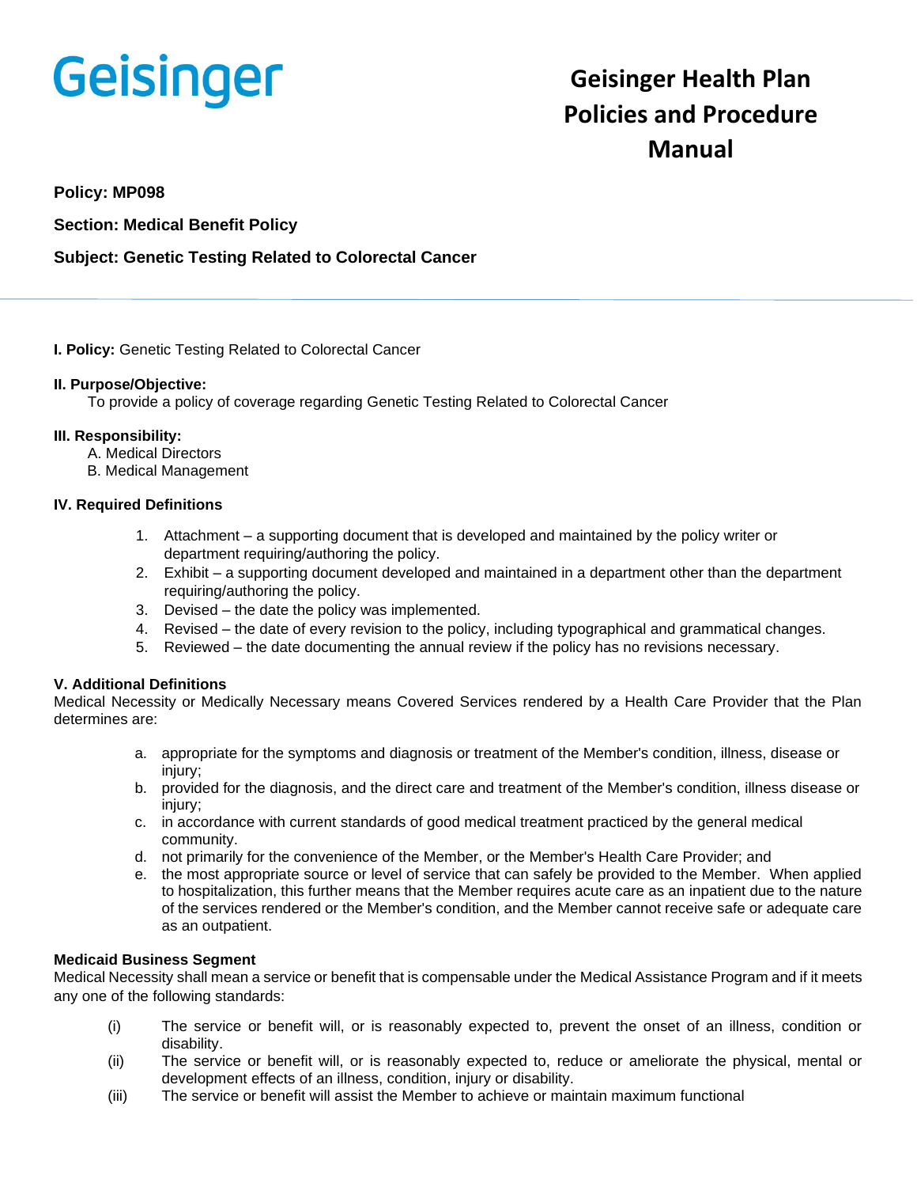Geisinger

# Geisinger Health Plan Policies and Procedure Manual

**Policy: MP098**

**Section: Medical Benefit Policy**

**Subject: Genetic Testing Related to Colorectal Cancer**

---

**I. Policy:** Genetic Testing Related to Colorectal Cancer

**II. Purpose/Objective:**

To provide a policy of coverage regarding Genetic Testing Related to Colorectal Cancer

**III. Responsibility:**

A. Medical Directors
B. Medical Management

**IV. Required Definitions**

1. Attachment – a supporting document that is developed and maintained by the policy writer or department requiring/authoring the policy.
2. Exhibit – a supporting document developed and maintained in a department other than the department requiring/authoring the policy.
3. Devised – the date the policy was implemented.
4. Revised – the date of every revision to the policy, including typographical and grammatical changes.
5. Reviewed – the date documenting the annual review if the policy has no revisions necessary.

**V. Additional Definitions**

Medical Necessity or Medically Necessary means Covered Services rendered by a Health Care Provider that the Plan determines are:

a. appropriate for the symptoms and diagnosis or treatment of the Member's condition, illness, disease or injury;
b. provided for the diagnosis, and the direct care and treatment of the Member's condition, illness disease or injury;
c. in accordance with current standards of good medical treatment practiced by the general medical community.
d. not primarily for the convenience of the Member, or the Member's Health Care Provider; and
e. the most appropriate source or level of service that can safely be provided to the Member. When applied to hospitalization, this further means that the Member requires acute care as an inpatient due to the nature of the services rendered or the Member's condition, and the Member cannot receive safe or adequate care as an outpatient.

**Medicaid Business Segment**

Medical Necessity shall mean a service or benefit that is compensable under the Medical Assistance Program and if it meets any one of the following standards:

(i) The service or benefit will, or is reasonably expected to, prevent the onset of an illness, condition or disability.
(ii) The service or benefit will, or is reasonably expected to, reduce or ameliorate the physical, mental or development effects of an illness, condition, injury or disability.
(iii) The service or benefit will assist the Member to achieve or maintain maximum functional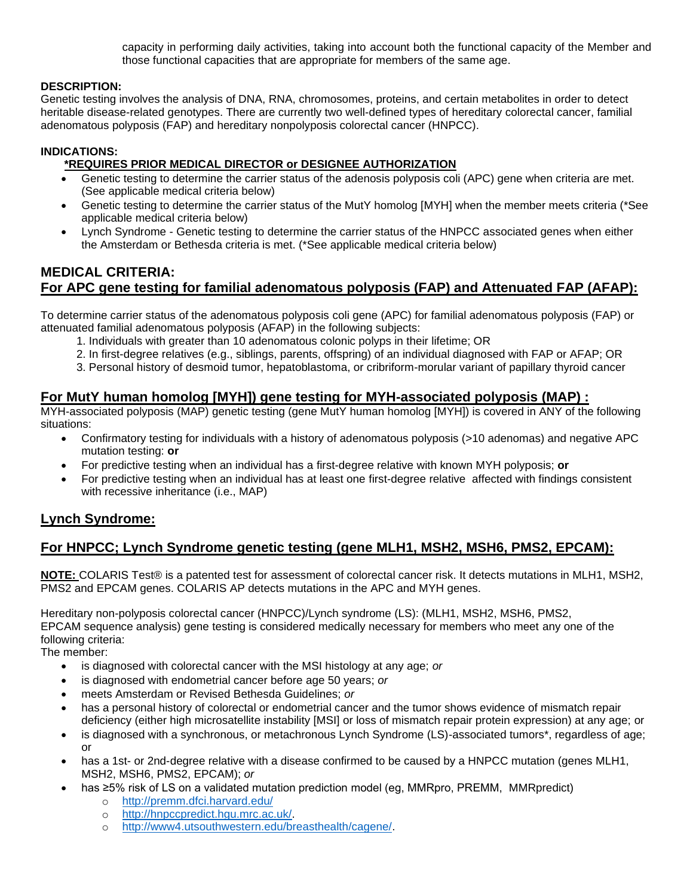capacity in performing daily activities, taking into account both the functional capacity of the Member and those functional capacities that are appropriate for members of the same age.

**DESCRIPTION:**
Genetic testing involves the analysis of DNA, RNA, chromosomes, proteins, and certain metabolites in order to detect heritable disease-related genotypes. There are currently two well-defined types of hereditary colorectal cancer, familial adenomatous polyposis (FAP) and hereditary nonpolyposis colorectal cancer (HNPCC).

**INDICATIONS:**

**<u>*REQUIRES PRIOR MEDICAL DIRECTOR or DESIGNEE AUTHORIZATION</u>**

- Genetic testing to determine the carrier status of the adenosis polyposis coli (APC) gene when criteria are met. (See applicable medical criteria below)
- Genetic testing to determine the carrier status of the MutY homolog [MYH] when the member meets criteria (*See applicable medical criteria below)
- Lynch Syndrome - Genetic testing to determine the carrier status of the HNPCC associated genes when either the Amsterdam or Bethesda criteria is met. (*See applicable medical criteria below)

## MEDICAL CRITERIA:

## <u>For APC gene testing for familial adenomatous polyposis (FAP) and Attenuated FAP (AFAP):</u>

To determine carrier status of the adenomatous polyposis coli gene (APC) for familial adenomatous polyposis (FAP) or attenuated familial adenomatous polyposis (AFAP) in the following subjects:

1. Individuals with greater than 10 adenomatous colonic polyps in their lifetime; OR
2. In first-degree relatives (e.g., siblings, parents, offspring) of an individual diagnosed with FAP or AFAP; OR
3. Personal history of desmoid tumor, hepatoblastoma, or cribriform-morular variant of papillary thyroid cancer

## <u>For MutY human homolog [MYH]) gene testing for MYH-associated polyposis (MAP) :</u>

MYH-associated polyposis (MAP) genetic testing (gene MutY human homolog [MYH]) is covered in ANY of the following situations:

- Confirmatory testing for individuals with a history of adenomatous polyposis (>10 adenomas) and negative APC mutation testing: **or**
- For predictive testing when an individual has a first-degree relative with known MYH polyposis; **or**
- For predictive testing when an individual has at least one first-degree relative affected with findings consistent with recessive inheritance (i.e., MAP)

## <u>Lynch Syndrome:</u>

## <u>For HNPCC; Lynch Syndrome genetic testing (gene MLH1, MSH2, MSH6, PMS2, EPCAM):</u>

**<u>NOTE:</u>** COLARIS Test® is a patented test for assessment of colorectal cancer risk. It detects mutations in MLH1, MSH2, PMS2 and EPCAM genes. COLARIS AP detects mutations in the APC and MYH genes.

Hereditary non-polyposis colorectal cancer (HNPCC)/Lynch syndrome (LS): (MLH1, MSH2, MSH6, PMS2, EPCAM sequence analysis) gene testing is considered medically necessary for members who meet any one of the following criteria:

The member:

- is diagnosed with colorectal cancer with the MSI histology at any age; *or*
- is diagnosed with endometrial cancer before age 50 years; *or*
- meets Amsterdam or Revised Bethesda Guidelines; *or*
- has a personal history of colorectal or endometrial cancer and the tumor shows evidence of mismatch repair deficiency (either high microsatellite instability [MSI] or loss of mismatch repair protein expression) at any age; or
- is diagnosed with a synchronous, or metachronous Lynch Syndrome (LS)-associated tumors*, regardless of age; or
- has a 1st- or 2nd-degree relative with a disease confirmed to be caused by a HNPCC mutation (genes MLH1, MSH2, MSH6, PMS2, EPCAM); *or*
- has ≥5% risk of LS on a validated mutation prediction model (eg, MMRpro, PREMM, MMRpredict)
  - http://premm.dfci.harvard.edu/
  - http://hnpccpredict.hgu.mrc.ac.uk/.
  - http://www4.utsouthwestern.edu/breasthealth/cagene/.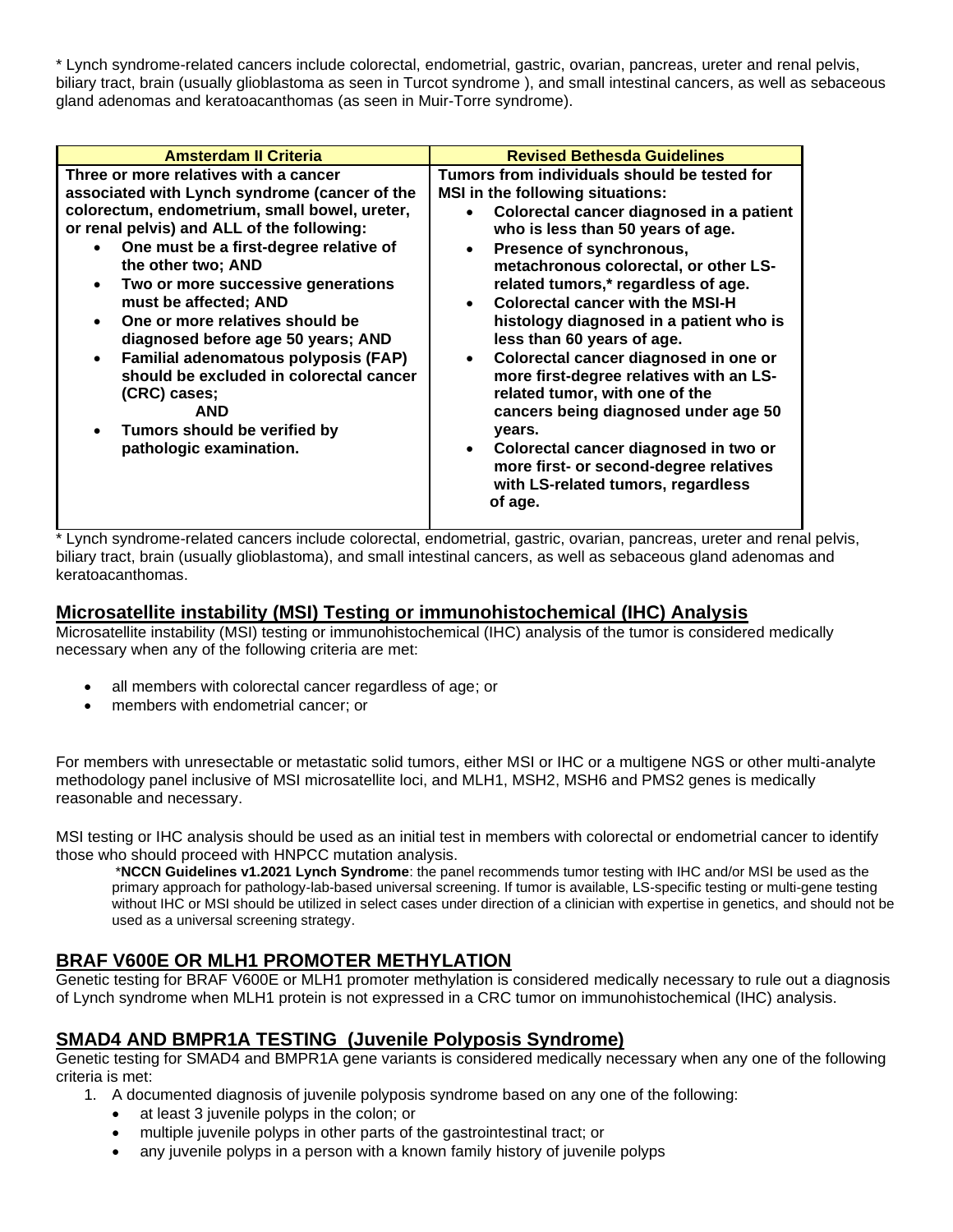* Lynch syndrome-related cancers include colorectal, endometrial, gastric, ovarian, pancreas, ureter and renal pelvis, biliary tract, brain (usually glioblastoma as seen in Turcot syndrome ), and small intestinal cancers, as well as sebaceous gland adenomas and keratoacanthomas (as seen in Muir-Torre syndrome).

| Amsterdam II Criteria | Revised Bethesda Guidelines |
|---|---|
| **Three or more relatives with a cancer associated with Lynch syndrome (cancer of the colorectum, endometrium, small bowel, ureter, or renal pelvis) and ALL of the following:**<br>• **One must be a first-degree relative of the other two; AND**<br>• **Two or more successive generations must be affected; AND**<br>• **One or more relatives should be diagnosed before age 50 years; AND**<br>• **Familial adenomatous polyposis (FAP) should be excluded in colorectal cancer (CRC) cases; AND**<br>• **Tumors should be verified by pathologic examination.** | **Tumors from individuals should be tested for MSI in the following situations:**<br>• **Colorectal cancer diagnosed in a patient who is less than 50 years of age.**<br>• **Presence of synchronous, metachronous colorectal, or other LS-related tumors,* regardless of age.**<br>• **Colorectal cancer with the MSI-H histology diagnosed in a patient who is less than 60 years of age.**<br>• **Colorectal cancer diagnosed in one or more first-degree relatives with an LS-related tumor, with one of the cancers being diagnosed under age 50 years.**<br>• **Colorectal cancer diagnosed in two or more first- or second-degree relatives with LS-related tumors, regardless of age.** |

* Lynch syndrome-related cancers include colorectal, endometrial, gastric, ovarian, pancreas, ureter and renal pelvis, biliary tract, brain (usually glioblastoma), and small intestinal cancers, as well as sebaceous gland adenomas and keratoacanthomas.

## Microsatellite instability (MSI) Testing or immunohistochemical (IHC) Analysis

Microsatellite instability (MSI) testing or immunohistochemical (IHC) analysis of the tumor is considered medically necessary when any of the following criteria are met:

- all members with colorectal cancer regardless of age; or
- members with endometrial cancer; or

For members with unresectable or metastatic solid tumors, either MSI or IHC or a multigene NGS or other multi-analyte methodology panel inclusive of MSI microsatellite loci, and MLH1, MSH2, MSH6 and PMS2 genes is medically reasonable and necessary.

MSI testing or IHC analysis should be used as an initial test in members with colorectal or endometrial cancer to identify those who should proceed with HNPCC mutation analysis.

> *__NCCN Guidelines v1.2021 Lynch Syndrome__: the panel recommends tumor testing with IHC and/or MSI be used as the primary approach for pathology-lab-based universal screening. If tumor is available, LS-specific testing or multi-gene testing without IHC or MSI should be utilized in select cases under direction of a clinician with expertise in genetics, and should not be used as a universal screening strategy.

## BRAF V600E OR MLH1 PROMOTER METHYLATION

Genetic testing for BRAF V600E or MLH1 promoter methylation is considered medically necessary to rule out a diagnosis of Lynch syndrome when MLH1 protein is not expressed in a CRC tumor on immunohistochemical (IHC) analysis.

## SMAD4 AND BMPR1A TESTING (Juvenile Polyposis Syndrome)

Genetic testing for SMAD4 and BMPR1A gene variants is considered medically necessary when any one of the following criteria is met:

1. A documented diagnosis of juvenile polyposis syndrome based on any one of the following:
   - at least 3 juvenile polyps in the colon; or
   - multiple juvenile polyps in other parts of the gastrointestinal tract; or
   - any juvenile polyps in a person with a known family history of juvenile polyps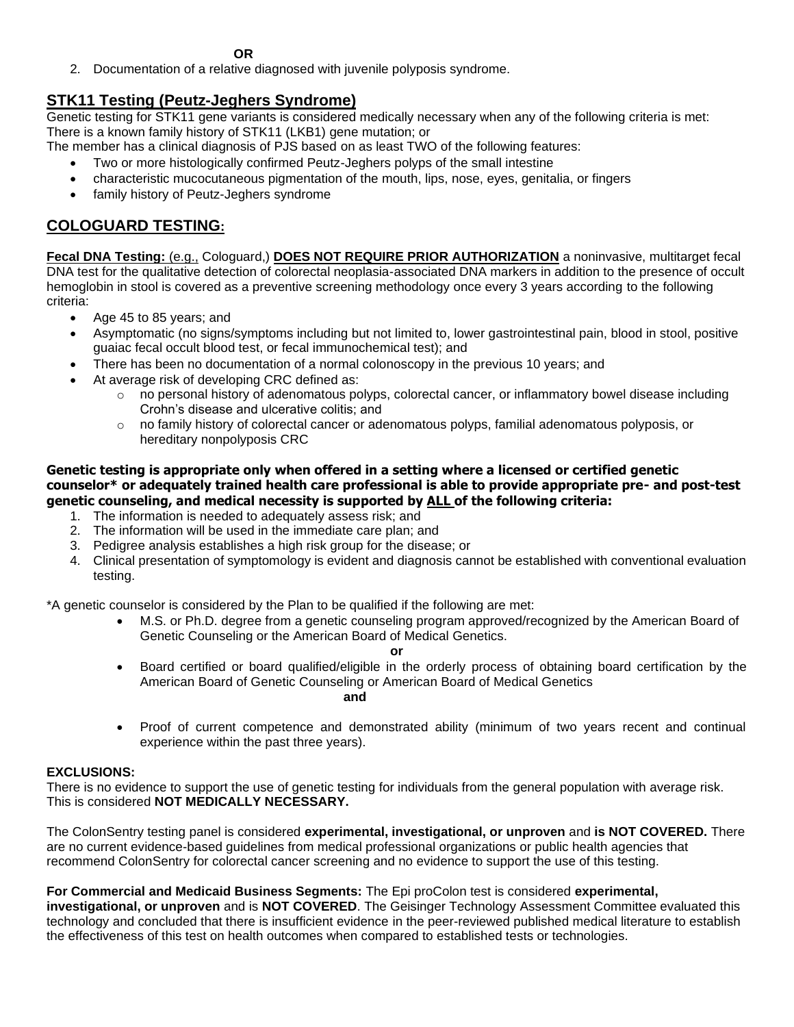**OR**

2. Documentation of a relative diagnosed with juvenile polyposis syndrome.

## STK11 Testing (Peutz-Jeghers Syndrome)

Genetic testing for STK11 gene variants is considered medically necessary when any of the following criteria is met:
There is a known family history of STK11 (LKB1) gene mutation; or
The member has a clinical diagnosis of PJS based on as least TWO of the following features:

- Two or more histologically confirmed Peutz-Jeghers polyps of the small intestine
- characteristic mucocutaneous pigmentation of the mouth, lips, nose, eyes, genitalia, or fingers
- family history of Peutz-Jeghers syndrome

## COLOGUARD TESTING:

**Fecal DNA Testing:** (e.g., Cologuard,) **DOES NOT REQUIRE PRIOR AUTHORIZATION** a noninvasive, multitarget fecal DNA test for the qualitative detection of colorectal neoplasia-associated DNA markers in addition to the presence of occult hemoglobin in stool is covered as a preventive screening methodology once every 3 years according to the following criteria:

- Age 45 to 85 years; and
- Asymptomatic (no signs/symptoms including but not limited to, lower gastrointestinal pain, blood in stool, positive guaiac fecal occult blood test, or fecal immunochemical test); and
- There has been no documentation of a normal colonoscopy in the previous 10 years; and
- At average risk of developing CRC defined as:
  - no personal history of adenomatous polyps, colorectal cancer, or inflammatory bowel disease including Crohn's disease and ulcerative colitis; and
  - no family history of colorectal cancer or adenomatous polyps, familial adenomatous polyposis, or hereditary nonpolyposis CRC

**Genetic testing is appropriate only when offered in a setting where a licensed or certified genetic counselor* or adequately trained health care professional is able to provide appropriate pre- and post-test genetic counseling, and medical necessity is supported by ALL of the following criteria:**

1. The information is needed to adequately assess risk; and
2. The information will be used in the immediate care plan; and
3. Pedigree analysis establishes a high risk group for the disease; or
4. Clinical presentation of symptomology is evident and diagnosis cannot be established with conventional evaluation testing.

*A genetic counselor is considered by the Plan to be qualified if the following are met:

- M.S. or Ph.D. degree from a genetic counseling program approved/recognized by the American Board of Genetic Counseling or the American Board of Medical Genetics.

**or**

- Board certified or board qualified/eligible in the orderly process of obtaining board certification by the American Board of Genetic Counseling or American Board of Medical Genetics

**and**

- Proof of current competence and demonstrated ability (minimum of two years recent and continual experience within the past three years).

**EXCLUSIONS:**

There is no evidence to support the use of genetic testing for individuals from the general population with average risk. This is considered **NOT MEDICALLY NECESSARY.**

The ColonSentry testing panel is considered **experimental, investigational, or unproven** and **is NOT COVERED.** There are no current evidence-based guidelines from medical professional organizations or public health agencies that recommend ColonSentry for colorectal cancer screening and no evidence to support the use of this testing.

**For Commercial and Medicaid Business Segments:** The Epi proColon test is considered **experimental, investigational, or unproven** and is **NOT COVERED**. The Geisinger Technology Assessment Committee evaluated this technology and concluded that there is insufficient evidence in the peer-reviewed published medical literature to establish the effectiveness of this test on health outcomes when compared to established tests or technologies.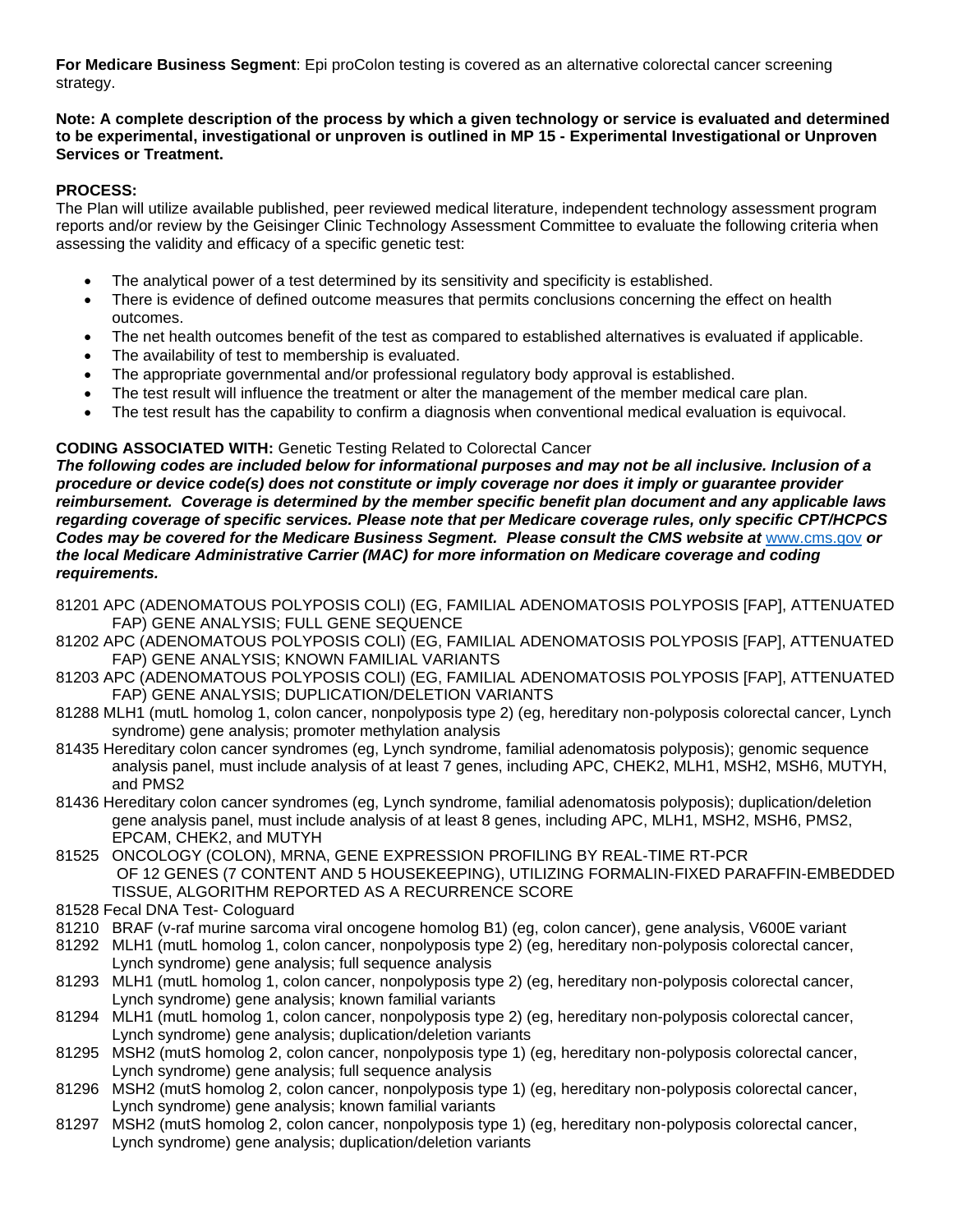**For Medicare Business Segment**: Epi proColon testing is covered as an alternative colorectal cancer screening strategy.

**Note: A complete description of the process by which a given technology or service is evaluated and determined to be experimental, investigational or unproven is outlined in MP 15 - Experimental Investigational or Unproven Services or Treatment.**

**PROCESS:**
The Plan will utilize available published, peer reviewed medical literature, independent technology assessment program reports and/or review by the Geisinger Clinic Technology Assessment Committee to evaluate the following criteria when assessing the validity and efficacy of a specific genetic test:

- The analytical power of a test determined by its sensitivity and specificity is established.
- There is evidence of defined outcome measures that permits conclusions concerning the effect on health outcomes.
- The net health outcomes benefit of the test as compared to established alternatives is evaluated if applicable.
- The availability of test to membership is evaluated.
- The appropriate governmental and/or professional regulatory body approval is established.
- The test result will influence the treatment or alter the management of the member medical care plan.
- The test result has the capability to confirm a diagnosis when conventional medical evaluation is equivocal.

**CODING ASSOCIATED WITH:** Genetic Testing Related to Colorectal Cancer
***The following codes are included below for informational purposes and may not be all inclusive. Inclusion of a procedure or device code(s) does not constitute or imply coverage nor does it imply or guarantee provider reimbursement. Coverage is determined by the member specific benefit plan document and any applicable laws regarding coverage of specific services. Please note that per Medicare coverage rules, only specific CPT/HCPCS Codes may be covered for the Medicare Business Segment. Please consult the CMS website at*** [www.cms.gov](http://www.cms.gov) ***or the local Medicare Administrative Carrier (MAC) for more information on Medicare coverage and coding requirements.***

81201 APC (ADENOMATOUS POLYPOSIS COLI) (EG, FAMILIAL ADENOMATOSIS POLYPOSIS [FAP], ATTENUATED FAP) GENE ANALYSIS; FULL GENE SEQUENCE
81202 APC (ADENOMATOUS POLYPOSIS COLI) (EG, FAMILIAL ADENOMATOSIS POLYPOSIS [FAP], ATTENUATED FAP) GENE ANALYSIS; KNOWN FAMILIAL VARIANTS
81203 APC (ADENOMATOUS POLYPOSIS COLI) (EG, FAMILIAL ADENOMATOSIS POLYPOSIS [FAP], ATTENUATED FAP) GENE ANALYSIS; DUPLICATION/DELETION VARIANTS
81288 MLH1 (mutL homolog 1, colon cancer, nonpolyposis type 2) (eg, hereditary non-polyposis colorectal cancer, Lynch syndrome) gene analysis; promoter methylation analysis
81435 Hereditary colon cancer syndromes (eg, Lynch syndrome, familial adenomatosis polyposis); genomic sequence analysis panel, must include analysis of at least 7 genes, including APC, CHEK2, MLH1, MSH2, MSH6, MUTYH, and PMS2
81436 Hereditary colon cancer syndromes (eg, Lynch syndrome, familial adenomatosis polyposis); duplication/deletion gene analysis panel, must include analysis of at least 8 genes, including APC, MLH1, MSH2, MSH6, PMS2, EPCAM, CHEK2, and MUTYH
81525 ONCOLOGY (COLON), MRNA, GENE EXPRESSION PROFILING BY REAL-TIME RT-PCR OF 12 GENES (7 CONTENT AND 5 HOUSEKEEPING), UTILIZING FORMALIN-FIXED PARAFFIN-EMBEDDED TISSUE, ALGORITHM REPORTED AS A RECURRENCE SCORE
81528 Fecal DNA Test- Cologuard
81210 BRAF (v-raf murine sarcoma viral oncogene homolog B1) (eg, colon cancer), gene analysis, V600E variant
81292 MLH1 (mutL homolog 1, colon cancer, nonpolyposis type 2) (eg, hereditary non-polyposis colorectal cancer, Lynch syndrome) gene analysis; full sequence analysis
81293 MLH1 (mutL homolog 1, colon cancer, nonpolyposis type 2) (eg, hereditary non-polyposis colorectal cancer, Lynch syndrome) gene analysis; known familial variants
81294 MLH1 (mutL homolog 1, colon cancer, nonpolyposis type 2) (eg, hereditary non-polyposis colorectal cancer, Lynch syndrome) gene analysis; duplication/deletion variants
81295 MSH2 (mutS homolog 2, colon cancer, nonpolyposis type 1) (eg, hereditary non-polyposis colorectal cancer, Lynch syndrome) gene analysis; full sequence analysis
81296 MSH2 (mutS homolog 2, colon cancer, nonpolyposis type 1) (eg, hereditary non-polyposis colorectal cancer, Lynch syndrome) gene analysis; known familial variants
81297 MSH2 (mutS homolog 2, colon cancer, nonpolyposis type 1) (eg, hereditary non-polyposis colorectal cancer, Lynch syndrome) gene analysis; duplication/deletion variants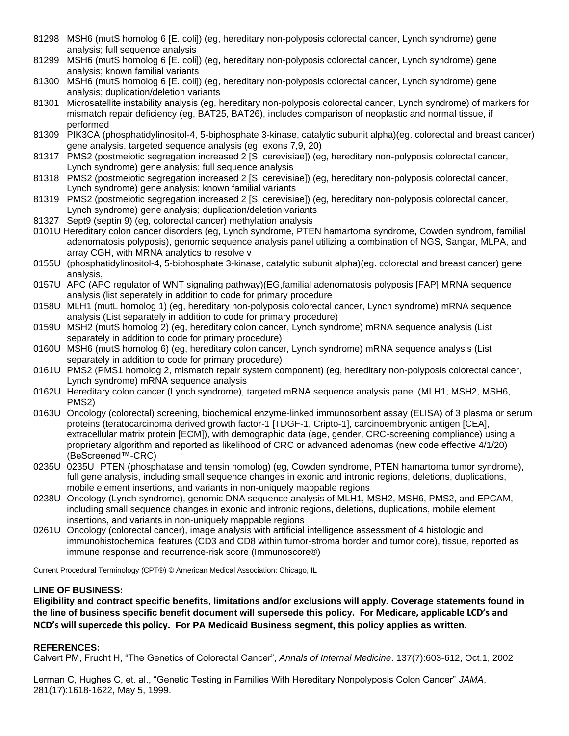81298 MSH6 (mutS homolog 6 [E. coli]) (eg, hereditary non-polyposis colorectal cancer, Lynch syndrome) gene analysis; full sequence analysis

81299 MSH6 (mutS homolog 6 [E. coli]) (eg, hereditary non-polyposis colorectal cancer, Lynch syndrome) gene analysis; known familial variants

81300 MSH6 (mutS homolog 6 [E. coli]) (eg, hereditary non-polyposis colorectal cancer, Lynch syndrome) gene analysis; duplication/deletion variants

81301 Microsatellite instability analysis (eg, hereditary non-polyposis colorectal cancer, Lynch syndrome) of markers for mismatch repair deficiency (eg, BAT25, BAT26), includes comparison of neoplastic and normal tissue, if performed

81309 PIK3CA (phosphatidylinositol-4, 5-biphosphate 3-kinase, catalytic subunit alpha)(eg. colorectal and breast cancer) gene analysis, targeted sequence analysis (eg, exons 7,9, 20)

81317 PMS2 (postmeiotic segregation increased 2 [S. cerevisiae]) (eg, hereditary non-polyposis colorectal cancer, Lynch syndrome) gene analysis; full sequence analysis

81318 PMS2 (postmeiotic segregation increased 2 [S. cerevisiae]) (eg, hereditary non-polyposis colorectal cancer, Lynch syndrome) gene analysis; known familial variants

81319 PMS2 (postmeiotic segregation increased 2 [S. cerevisiae]) (eg, hereditary non-polyposis colorectal cancer, Lynch syndrome) gene analysis; duplication/deletion variants

81327 Sept9 (septin 9) (eg, colorectal cancer) methylation analysis

0101U Hereditary colon cancer disorders (eg, Lynch syndrome, PTEN hamartoma syndrome, Cowden syndrom, familial adenomatosis polyposis), genomic sequence analysis panel utilizing a combination of NGS, Sangar, MLPA, and array CGH, with MRNA analytics to resolve v

0155U (phosphatidylinositol-4, 5-biphosphate 3-kinase, catalytic subunit alpha)(eg. colorectal and breast cancer) gene analysis,

0157U APC (APC regulator of WNT signaling pathway)(EG,familial adenomatosis polyposis [FAP] MRNA sequence analysis (list seperately in addition to code for primary procedure

0158U MLH1 (mutL homolog 1) (eg, hereditary non-polyposis colorectal cancer, Lynch syndrome) mRNA sequence analysis (List separately in addition to code for primary procedure)

0159U MSH2 (mutS homolog 2) (eg, hereditary colon cancer, Lynch syndrome) mRNA sequence analysis (List separately in addition to code for primary procedure)

0160U MSH6 (mutS homolog 6) (eg, hereditary colon cancer, Lynch syndrome) mRNA sequence analysis (List separately in addition to code for primary procedure)

0161U PMS2 (PMS1 homolog 2, mismatch repair system component) (eg, hereditary non-polyposis colorectal cancer, Lynch syndrome) mRNA sequence analysis

0162U Hereditary colon cancer (Lynch syndrome), targeted mRNA sequence analysis panel (MLH1, MSH2, MSH6, PMS2)

0163U Oncology (colorectal) screening, biochemical enzyme-linked immunosorbent assay (ELISA) of 3 plasma or serum proteins (teratocarcinoma derived growth factor-1 [TDGF-1, Cripto-1], carcinoembryonic antigen [CEA], extracellular matrix protein [ECM]), with demographic data (age, gender, CRC-screening compliance) using a proprietary algorithm and reported as likelihood of CRC or advanced adenomas (new code effective 4/1/20) (BeScreened™-CRC)

0235U 0235U PTEN (phosphatase and tensin homolog) (eg, Cowden syndrome, PTEN hamartoma tumor syndrome), full gene analysis, including small sequence changes in exonic and intronic regions, deletions, duplications, mobile element insertions, and variants in non-uniquely mappable regions

0238U Oncology (Lynch syndrome), genomic DNA sequence analysis of MLH1, MSH2, MSH6, PMS2, and EPCAM, including small sequence changes in exonic and intronic regions, deletions, duplications, mobile element insertions, and variants in non-uniquely mappable regions

0261U Oncology (colorectal cancer), image analysis with artificial intelligence assessment of 4 histologic and immunohistochemical features (CD3 and CD8 within tumor-stroma border and tumor core), tissue, reported as immune response and recurrence-risk score (Immunoscore®)

Current Procedural Terminology (CPT®) © American Medical Association: Chicago, IL

**LINE OF BUSINESS:**

**Eligibility and contract specific benefits, limitations and/or exclusions will apply. Coverage statements found in the line of business specific benefit document will supersede this policy. For Medicare, applicable LCD's and NCD's will supercede this policy. For PA Medicaid Business segment, this policy applies as written.**

**REFERENCES:**

Calvert PM, Frucht H, "The Genetics of Colorectal Cancer", *Annals of Internal Medicine*. 137(7):603-612, Oct.1, 2002

Lerman C, Hughes C, et. al., "Genetic Testing in Families With Hereditary Nonpolyposis Colon Cancer" *JAMA*, 281(17):1618-1622, May 5, 1999.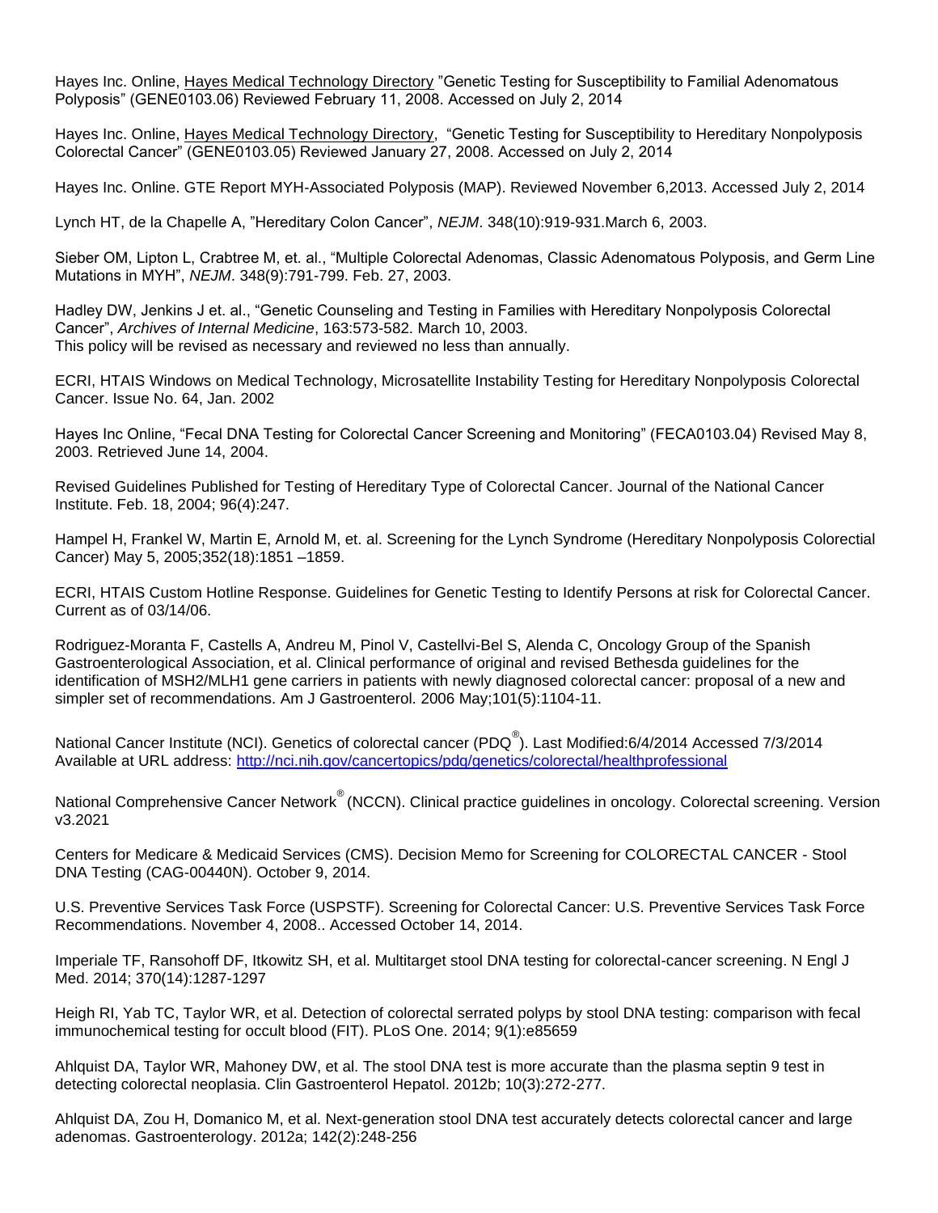Hayes Inc. Online, Hayes Medical Technology Directory "Genetic Testing for Susceptibility to Familial Adenomatous Polyposis" (GENE0103.06) Reviewed February 11, 2008. Accessed on July 2, 2014

Hayes Inc. Online, Hayes Medical Technology Directory, "Genetic Testing for Susceptibility to Hereditary Nonpolyposis Colorectal Cancer" (GENE0103.05) Reviewed January 27, 2008. Accessed on July 2, 2014

Hayes Inc. Online. GTE Report MYH-Associated Polyposis (MAP). Reviewed November 6,2013. Accessed July 2, 2014

Lynch HT, de la Chapelle A, "Hereditary Colon Cancer", *NEJM*. 348(10):919-931.March 6, 2003.

Sieber OM, Lipton L, Crabtree M, et. al., "Multiple Colorectal Adenomas, Classic Adenomatous Polyposis, and Germ Line Mutations in MYH", *NEJM*. 348(9):791-799. Feb. 27, 2003.

Hadley DW, Jenkins J et. al., "Genetic Counseling and Testing in Families with Hereditary Nonpolyposis Colorectal Cancer", *Archives of Internal Medicine*, 163:573-582. March 10, 2003.
This policy will be revised as necessary and reviewed no less than annually.

ECRI, HTAIS Windows on Medical Technology, Microsatellite Instability Testing for Hereditary Nonpolyposis Colorectal Cancer. Issue No. 64, Jan. 2002

Hayes Inc Online, "Fecal DNA Testing for Colorectal Cancer Screening and Monitoring" (FECA0103.04) Revised May 8, 2003. Retrieved June 14, 2004.

Revised Guidelines Published for Testing of Hereditary Type of Colorectal Cancer. Journal of the National Cancer Institute. Feb. 18, 2004; 96(4):247.

Hampel H, Frankel W, Martin E, Arnold M, et. al. Screening for the Lynch Syndrome (Hereditary Nonpolyposis Colorectial Cancer) May 5, 2005;352(18):1851 –1859.

ECRI, HTAIS Custom Hotline Response. Guidelines for Genetic Testing to Identify Persons at risk for Colorectal Cancer. Current as of 03/14/06.

Rodriguez-Moranta F, Castells A, Andreu M, Pinol V, Castellvi-Bel S, Alenda C, Oncology Group of the Spanish Gastroenterological Association, et al. Clinical performance of original and revised Bethesda guidelines for the identification of MSH2/MLH1 gene carriers in patients with newly diagnosed colorectal cancer: proposal of a new and simpler set of recommendations. Am J Gastroenterol. 2006 May;101(5):1104-11.

National Cancer Institute (NCI). Genetics of colorectal cancer (PDQ®). Last Modified:6/4/2014 Accessed 7/3/2014 Available at URL address: http://nci.nih.gov/cancertopics/pdq/genetics/colorectal/healthprofessional

National Comprehensive Cancer Network® (NCCN). Clinical practice guidelines in oncology. Colorectal screening. Version v3.2021

Centers for Medicare & Medicaid Services (CMS). Decision Memo for Screening for COLORECTAL CANCER - Stool DNA Testing (CAG-00440N). October 9, 2014.

U.S. Preventive Services Task Force (USPSTF). Screening for Colorectal Cancer: U.S. Preventive Services Task Force Recommendations. November 4, 2008.. Accessed October 14, 2014.

Imperiale TF, Ransohoff DF, Itkowitz SH, et al. Multitarget stool DNA testing for colorectal-cancer screening. N Engl J Med. 2014; 370(14):1287-1297

Heigh RI, Yab TC, Taylor WR, et al. Detection of colorectal serrated polyps by stool DNA testing: comparison with fecal immunochemical testing for occult blood (FIT). PLoS One. 2014; 9(1):e85659

Ahlquist DA, Taylor WR, Mahoney DW, et al. The stool DNA test is more accurate than the plasma septin 9 test in detecting colorectal neoplasia. Clin Gastroenterol Hepatol. 2012b; 10(3):272-277.

Ahlquist DA, Zou H, Domanico M, et al. Next-generation stool DNA test accurately detects colorectal cancer and large adenomas. Gastroenterology. 2012a; 142(2):248-256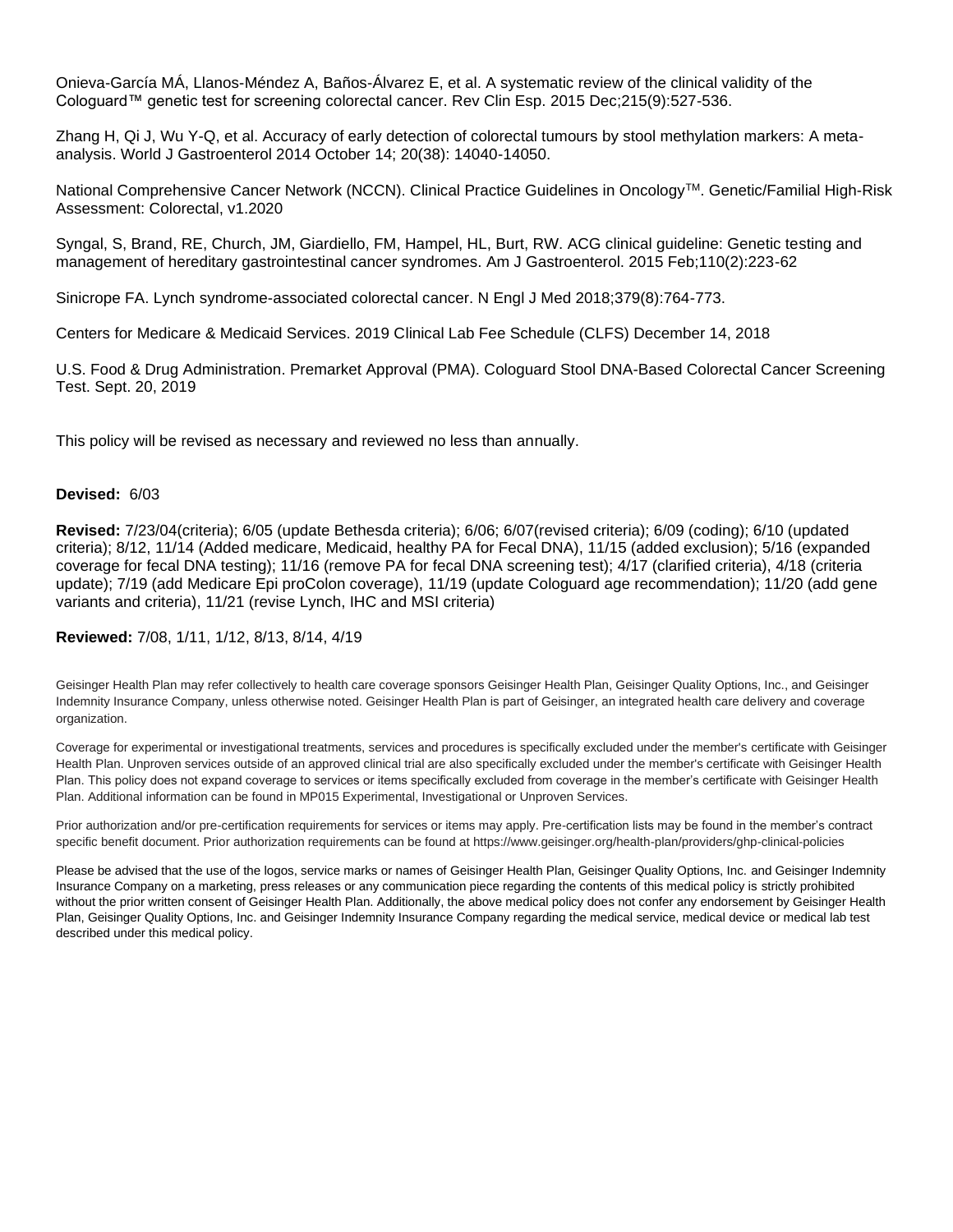Onieva-García MÁ, Llanos-Méndez A, Baños-Álvarez E, et al. A systematic review of the clinical validity of the Cologuard™ genetic test for screening colorectal cancer. Rev Clin Esp. 2015 Dec;215(9):527-536.

Zhang H, Qi J, Wu Y-Q, et al. Accuracy of early detection of colorectal tumours by stool methylation markers: A meta-analysis. World J Gastroenterol 2014 October 14; 20(38): 14040-14050.

National Comprehensive Cancer Network (NCCN). Clinical Practice Guidelines in Oncology™. Genetic/Familial High-Risk Assessment: Colorectal, v1.2020

Syngal, S, Brand, RE, Church, JM, Giardiello, FM, Hampel, HL, Burt, RW. ACG clinical guideline: Genetic testing and management of hereditary gastrointestinal cancer syndromes. Am J Gastroenterol. 2015 Feb;110(2):223-62

Sinicrope FA. Lynch syndrome-associated colorectal cancer. N Engl J Med 2018;379(8):764-773.

Centers for Medicare & Medicaid Services. 2019 Clinical Lab Fee Schedule (CLFS) December 14, 2018

U.S. Food & Drug Administration. Premarket Approval (PMA). Cologuard Stool DNA-Based Colorectal Cancer Screening Test. Sept. 20, 2019

This policy will be revised as necessary and reviewed no less than annually.

**Devised:** 6/03

**Revised:** 7/23/04(criteria); 6/05 (update Bethesda criteria); 6/06; 6/07(revised criteria); 6/09 (coding); 6/10 (updated criteria); 8/12, 11/14 (Added medicare, Medicaid, healthy PA for Fecal DNA), 11/15 (added exclusion); 5/16 (expanded coverage for fecal DNA testing); 11/16 (remove PA for fecal DNA screening test); 4/17 (clarified criteria), 4/18 (criteria update); 7/19 (add Medicare Epi proColon coverage), 11/19 (update Cologuard age recommendation); 11/20 (add gene variants and criteria), 11/21 (revise Lynch, IHC and MSI criteria)

**Reviewed:** 7/08, 1/11, 1/12, 8/13, 8/14, 4/19

Geisinger Health Plan may refer collectively to health care coverage sponsors Geisinger Health Plan, Geisinger Quality Options, Inc., and Geisinger Indemnity Insurance Company, unless otherwise noted. Geisinger Health Plan is part of Geisinger, an integrated health care delivery and coverage organization.

Coverage for experimental or investigational treatments, services and procedures is specifically excluded under the member's certificate with Geisinger Health Plan. Unproven services outside of an approved clinical trial are also specifically excluded under the member's certificate with Geisinger Health Plan. This policy does not expand coverage to services or items specifically excluded from coverage in the member's certificate with Geisinger Health Plan. Additional information can be found in MP015 Experimental, Investigational or Unproven Services.

Prior authorization and/or pre-certification requirements for services or items may apply. Pre-certification lists may be found in the member's contract specific benefit document. Prior authorization requirements can be found at https://www.geisinger.org/health-plan/providers/ghp-clinical-policies

Please be advised that the use of the logos, service marks or names of Geisinger Health Plan, Geisinger Quality Options, Inc. and Geisinger Indemnity Insurance Company on a marketing, press releases or any communication piece regarding the contents of this medical policy is strictly prohibited without the prior written consent of Geisinger Health Plan. Additionally, the above medical policy does not confer any endorsement by Geisinger Health Plan, Geisinger Quality Options, Inc. and Geisinger Indemnity Insurance Company regarding the medical service, medical device or medical lab test described under this medical policy.